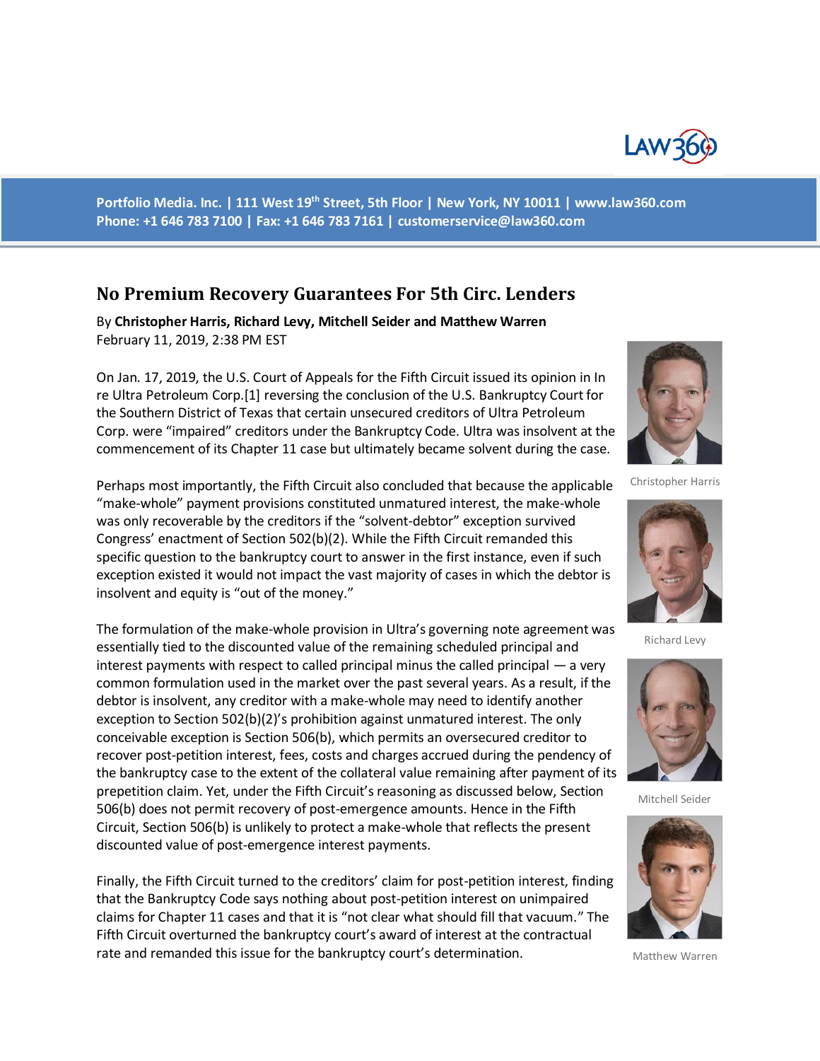Portfolio Media. Inc. | 111 West 19th Street, 5th Floor | New York, NY 10011 | www.law360.com
Phone: +1 646 783 7100 | Fax: +1 646 783 7161 | customerservice@law360.com

# No Premium Recovery Guarantees For 5th Circ. Lenders

By **Christopher Harris, Richard Levy, Mitchell Seider and Matthew Warren**
February 11, 2019, 2:38 PM EST

On Jan. 17, 2019, the U.S. Court of Appeals for the Fifth Circuit issued its opinion in In re Ultra Petroleum Corp.[1] reversing the conclusion of the U.S. Bankruptcy Court for the Southern District of Texas that certain unsecured creditors of Ultra Petroleum Corp. were "impaired" creditors under the Bankruptcy Code. Ultra was insolvent at the commencement of its Chapter 11 case but ultimately became solvent during the case.

Perhaps most importantly, the Fifth Circuit also concluded that because the applicable "make-whole" payment provisions constituted unmatured interest, the make-whole was only recoverable by the creditors if the "solvent-debtor" exception survived Congress' enactment of Section 502(b)(2). While the Fifth Circuit remanded this specific question to the bankruptcy court to answer in the first instance, even if such exception existed it would not impact the vast majority of cases in which the debtor is insolvent and equity is "out of the money."

The formulation of the make-whole provision in Ultra's governing note agreement was essentially tied to the discounted value of the remaining scheduled principal and interest payments with respect to called principal minus the called principal — a very common formulation used in the market over the past several years. As a result, if the debtor is insolvent, any creditor with a make-whole may need to identify another exception to Section 502(b)(2)'s prohibition against unmatured interest. The only conceivable exception is Section 506(b), which permits an oversecured creditor to recover post-petition interest, fees, costs and charges accrued during the pendency of the bankruptcy case to the extent of the collateral value remaining after payment of its prepetition claim. Yet, under the Fifth Circuit's reasoning as discussed below, Section 506(b) does not permit recovery of post-emergence amounts. Hence in the Fifth Circuit, Section 506(b) is unlikely to protect a make-whole that reflects the present discounted value of post-emergence interest payments.

Finally, the Fifth Circuit turned to the creditors' claim for post-petition interest, finding that the Bankruptcy Code says nothing about post-petition interest on unimpaired claims for Chapter 11 cases and that it is "not clear what should fill that vacuum." The Fifth Circuit overturned the bankruptcy court's award of interest at the contractual rate and remanded this issue for the bankruptcy court's determination.

Christopher Harris

Richard Levy

Mitchell Seider

Matthew Warren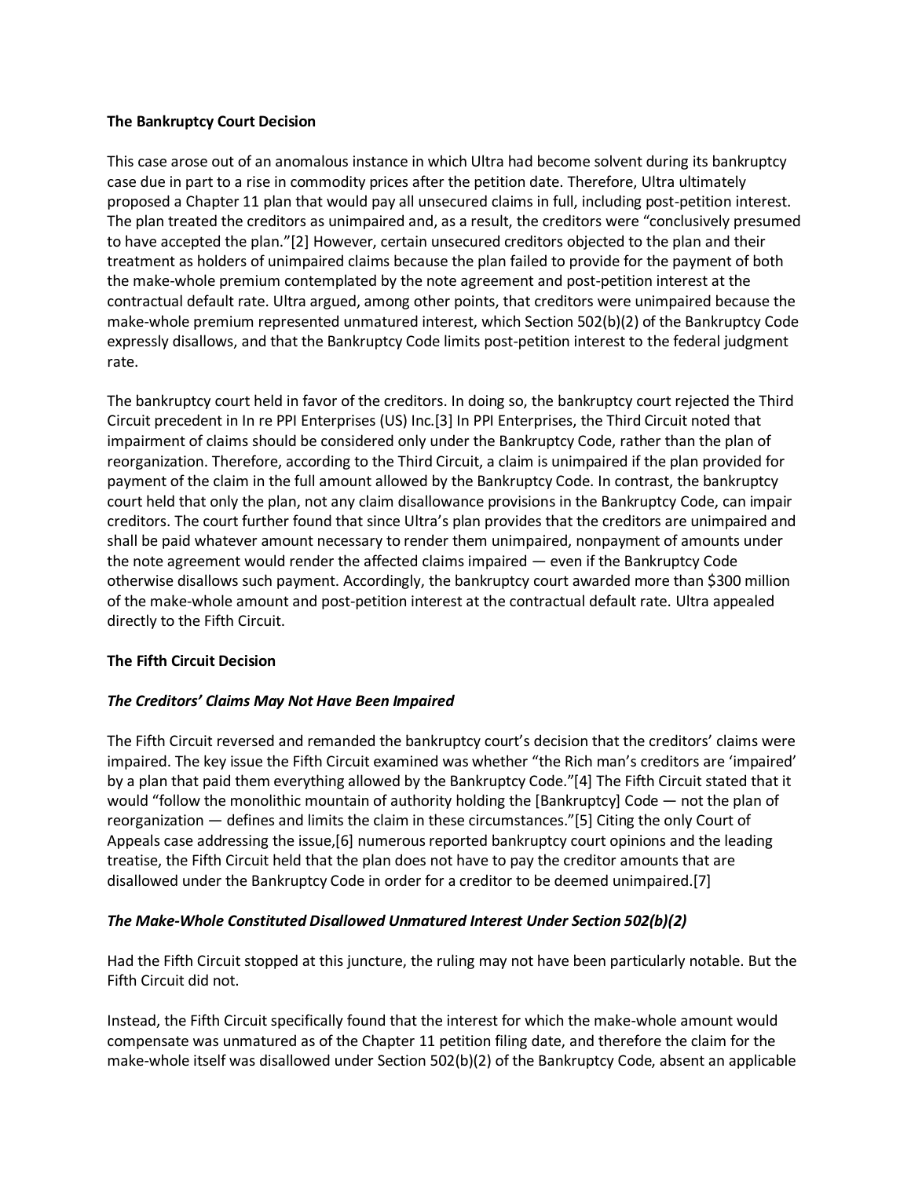**The Bankruptcy Court Decision**

This case arose out of an anomalous instance in which Ultra had become solvent during its bankruptcy case due in part to a rise in commodity prices after the petition date. Therefore, Ultra ultimately proposed a Chapter 11 plan that would pay all unsecured claims in full, including post-petition interest. The plan treated the creditors as unimpaired and, as a result, the creditors were "conclusively presumed to have accepted the plan."[2] However, certain unsecured creditors objected to the plan and their treatment as holders of unimpaired claims because the plan failed to provide for the payment of both the make-whole premium contemplated by the note agreement and post-petition interest at the contractual default rate. Ultra argued, among other points, that creditors were unimpaired because the make-whole premium represented unmatured interest, which Section 502(b)(2) of the Bankruptcy Code expressly disallows, and that the Bankruptcy Code limits post-petition interest to the federal judgment rate.

The bankruptcy court held in favor of the creditors. In doing so, the bankruptcy court rejected the Third Circuit precedent in In re PPI Enterprises (US) Inc.[3] In PPI Enterprises, the Third Circuit noted that impairment of claims should be considered only under the Bankruptcy Code, rather than the plan of reorganization. Therefore, according to the Third Circuit, a claim is unimpaired if the plan provided for payment of the claim in the full amount allowed by the Bankruptcy Code. In contrast, the bankruptcy court held that only the plan, not any claim disallowance provisions in the Bankruptcy Code, can impair creditors. The court further found that since Ultra's plan provides that the creditors are unimpaired and shall be paid whatever amount necessary to render them unimpaired, nonpayment of amounts under the note agreement would render the affected claims impaired — even if the Bankruptcy Code otherwise disallows such payment. Accordingly, the bankruptcy court awarded more than $300 million of the make-whole amount and post-petition interest at the contractual default rate. Ultra appealed directly to the Fifth Circuit.

**The Fifth Circuit Decision**

***The Creditors' Claims May Not Have Been Impaired***

The Fifth Circuit reversed and remanded the bankruptcy court's decision that the creditors' claims were impaired. The key issue the Fifth Circuit examined was whether "the Rich man's creditors are 'impaired' by a plan that paid them everything allowed by the Bankruptcy Code."[4] The Fifth Circuit stated that it would "follow the monolithic mountain of authority holding the [Bankruptcy] Code — not the plan of reorganization — defines and limits the claim in these circumstances."[5] Citing the only Court of Appeals case addressing the issue,[6] numerous reported bankruptcy court opinions and the leading treatise, the Fifth Circuit held that the plan does not have to pay the creditor amounts that are disallowed under the Bankruptcy Code in order for a creditor to be deemed unimpaired.[7]

***The Make-Whole Constituted Disallowed Unmatured Interest Under Section 502(b)(2)***

Had the Fifth Circuit stopped at this juncture, the ruling may not have been particularly notable. But the Fifth Circuit did not.

Instead, the Fifth Circuit specifically found that the interest for which the make-whole amount would compensate was unmatured as of the Chapter 11 petition filing date, and therefore the claim for the make-whole itself was disallowed under Section 502(b)(2) of the Bankruptcy Code, absent an applicable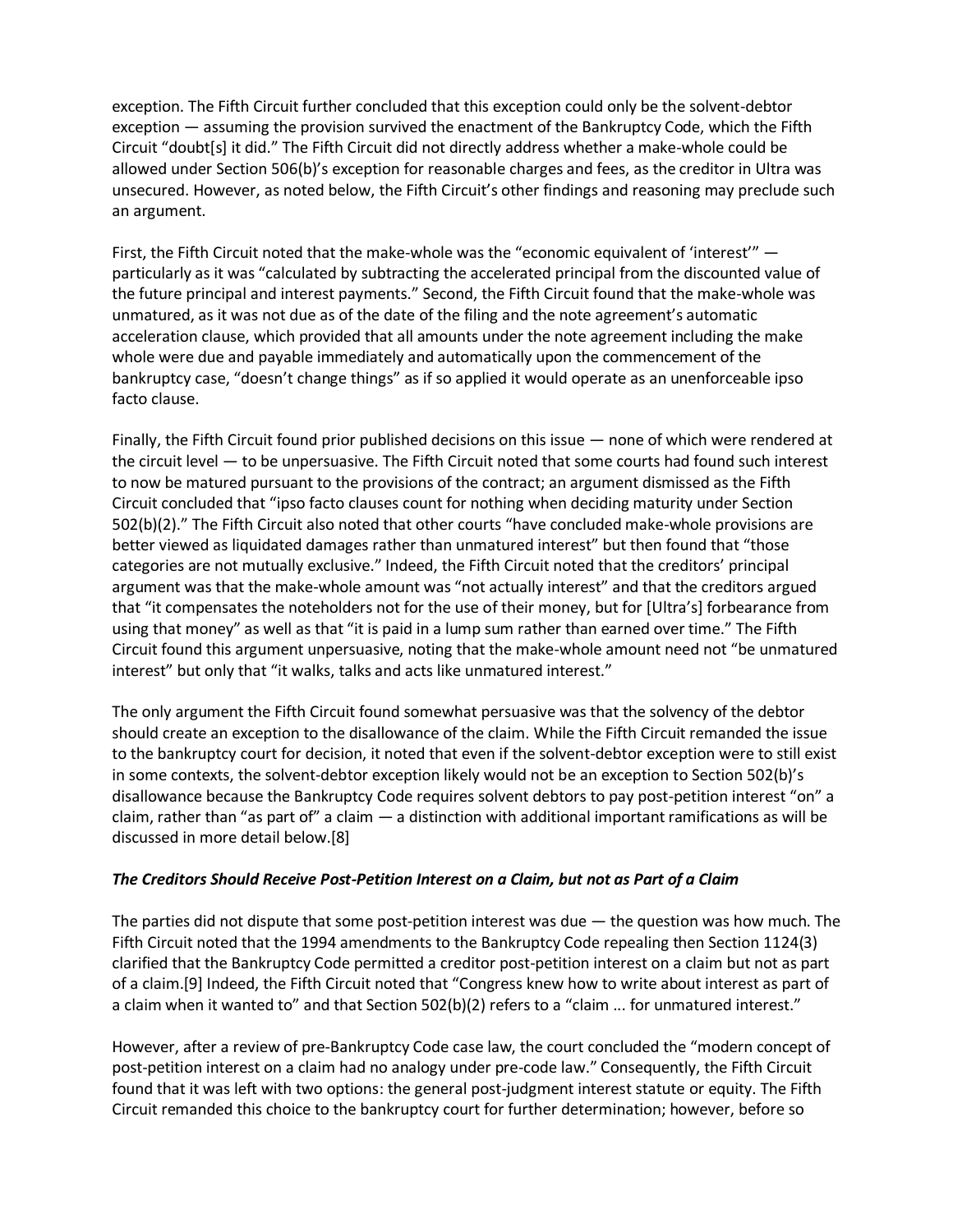exception. The Fifth Circuit further concluded that this exception could only be the solvent-debtor exception — assuming the provision survived the enactment of the Bankruptcy Code, which the Fifth Circuit "doubt[s] it did." The Fifth Circuit did not directly address whether a make-whole could be allowed under Section 506(b)'s exception for reasonable charges and fees, as the creditor in Ultra was unsecured. However, as noted below, the Fifth Circuit's other findings and reasoning may preclude such an argument.

First, the Fifth Circuit noted that the make-whole was the "economic equivalent of 'interest'" — particularly as it was "calculated by subtracting the accelerated principal from the discounted value of the future principal and interest payments." Second, the Fifth Circuit found that the make-whole was unmatured, as it was not due as of the date of the filing and the note agreement's automatic acceleration clause, which provided that all amounts under the note agreement including the make whole were due and payable immediately and automatically upon the commencement of the bankruptcy case, "doesn't change things" as if so applied it would operate as an unenforceable ipso facto clause.

Finally, the Fifth Circuit found prior published decisions on this issue — none of which were rendered at the circuit level — to be unpersuasive. The Fifth Circuit noted that some courts had found such interest to now be matured pursuant to the provisions of the contract; an argument dismissed as the Fifth Circuit concluded that "ipso facto clauses count for nothing when deciding maturity under Section 502(b)(2)." The Fifth Circuit also noted that other courts "have concluded make-whole provisions are better viewed as liquidated damages rather than unmatured interest" but then found that "those categories are not mutually exclusive." Indeed, the Fifth Circuit noted that the creditors' principal argument was that the make-whole amount was "not actually interest" and that the creditors argued that "it compensates the noteholders not for the use of their money, but for [Ultra's] forbearance from using that money" as well as that "it is paid in a lump sum rather than earned over time." The Fifth Circuit found this argument unpersuasive, noting that the make-whole amount need not "be unmatured interest" but only that "it walks, talks and acts like unmatured interest."

The only argument the Fifth Circuit found somewhat persuasive was that the solvency of the debtor should create an exception to the disallowance of the claim. While the Fifth Circuit remanded the issue to the bankruptcy court for decision, it noted that even if the solvent-debtor exception were to still exist in some contexts, the solvent-debtor exception likely would not be an exception to Section 502(b)'s disallowance because the Bankruptcy Code requires solvent debtors to pay post-petition interest "on" a claim, rather than "as part of" a claim — a distinction with additional important ramifications as will be discussed in more detail below.[8]

***The Creditors Should Receive Post-Petition Interest on a Claim, but not as Part of a Claim***

The parties did not dispute that some post-petition interest was due — the question was how much. The Fifth Circuit noted that the 1994 amendments to the Bankruptcy Code repealing then Section 1124(3) clarified that the Bankruptcy Code permitted a creditor post-petition interest on a claim but not as part of a claim.[9] Indeed, the Fifth Circuit noted that "Congress knew how to write about interest as part of a claim when it wanted to" and that Section 502(b)(2) refers to a "claim ... for unmatured interest."

However, after a review of pre-Bankruptcy Code case law, the court concluded the "modern concept of post-petition interest on a claim had no analogy under pre-code law." Consequently, the Fifth Circuit found that it was left with two options: the general post-judgment interest statute or equity. The Fifth Circuit remanded this choice to the bankruptcy court for further determination; however, before so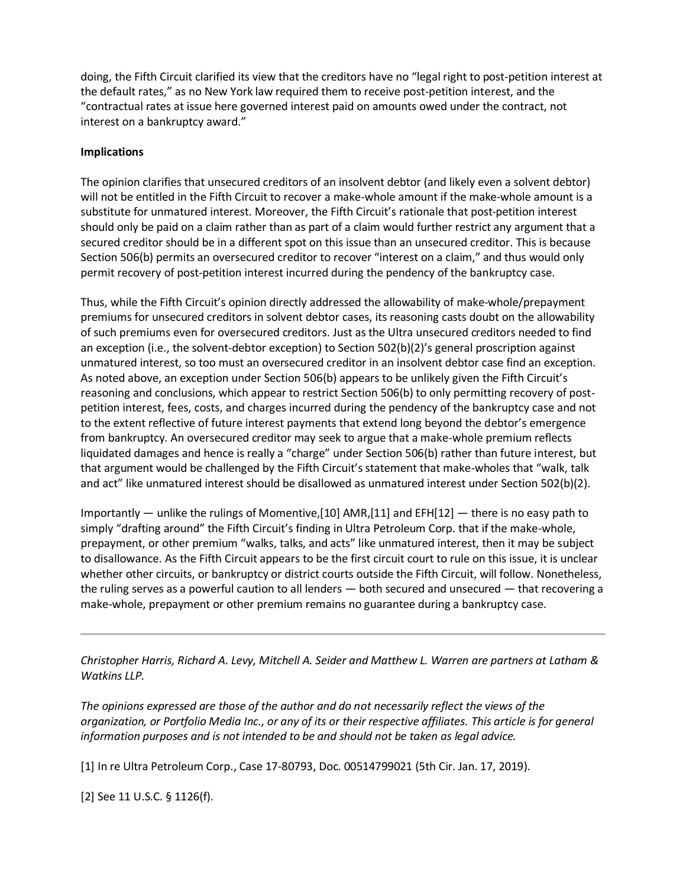doing, the Fifth Circuit clarified its view that the creditors have no "legal right to post-petition interest at the default rates," as no New York law required them to receive post-petition interest, and the "contractual rates at issue here governed interest paid on amounts owed under the contract, not interest on a bankruptcy award."

**Implications**

The opinion clarifies that unsecured creditors of an insolvent debtor (and likely even a solvent debtor) will not be entitled in the Fifth Circuit to recover a make-whole amount if the make-whole amount is a substitute for unmatured interest. Moreover, the Fifth Circuit's rationale that post-petition interest should only be paid on a claim rather than as part of a claim would further restrict any argument that a secured creditor should be in a different spot on this issue than an unsecured creditor. This is because Section 506(b) permits an oversecured creditor to recover "interest on a claim," and thus would only permit recovery of post-petition interest incurred during the pendency of the bankruptcy case.

Thus, while the Fifth Circuit's opinion directly addressed the allowability of make-whole/prepayment premiums for unsecured creditors in solvent debtor cases, its reasoning casts doubt on the allowability of such premiums even for oversecured creditors. Just as the Ultra unsecured creditors needed to find an exception (i.e., the solvent-debtor exception) to Section 502(b)(2)'s general proscription against unmatured interest, so too must an oversecured creditor in an insolvent debtor case find an exception. As noted above, an exception under Section 506(b) appears to be unlikely given the Fifth Circuit's reasoning and conclusions, which appear to restrict Section 506(b) to only permitting recovery of post-petition interest, fees, costs, and charges incurred during the pendency of the bankruptcy case and not to the extent reflective of future interest payments that extend long beyond the debtor's emergence from bankruptcy. An oversecured creditor may seek to argue that a make-whole premium reflects liquidated damages and hence is really a "charge" under Section 506(b) rather than future interest, but that argument would be challenged by the Fifth Circuit's statement that make-wholes that "walk, talk and act" like unmatured interest should be disallowed as unmatured interest under Section 502(b)(2).

Importantly — unlike the rulings of Momentive,[10] AMR,[11] and EFH[12] — there is no easy path to simply "drafting around" the Fifth Circuit's finding in Ultra Petroleum Corp. that if the make-whole, prepayment, or other premium "walks, talks, and acts" like unmatured interest, then it may be subject to disallowance. As the Fifth Circuit appears to be the first circuit court to rule on this issue, it is unclear whether other circuits, or bankruptcy or district courts outside the Fifth Circuit, will follow. Nonetheless, the ruling serves as a powerful caution to all lenders — both secured and unsecured — that recovering a make-whole, prepayment or other premium remains no guarantee during a bankruptcy case.

---

*Christopher Harris, Richard A. Levy, Mitchell A. Seider and Matthew L. Warren are partners at Latham & Watkins LLP.*

*The opinions expressed are those of the author and do not necessarily reflect the views of the organization, or Portfolio Media Inc., or any of its or their respective affiliates. This article is for general information purposes and is not intended to be and should not be taken as legal advice.*

[1] In re Ultra Petroleum Corp., Case 17-80793, Doc. 00514799021 (5th Cir. Jan. 17, 2019).

[2] See 11 U.S.C. § 1126(f).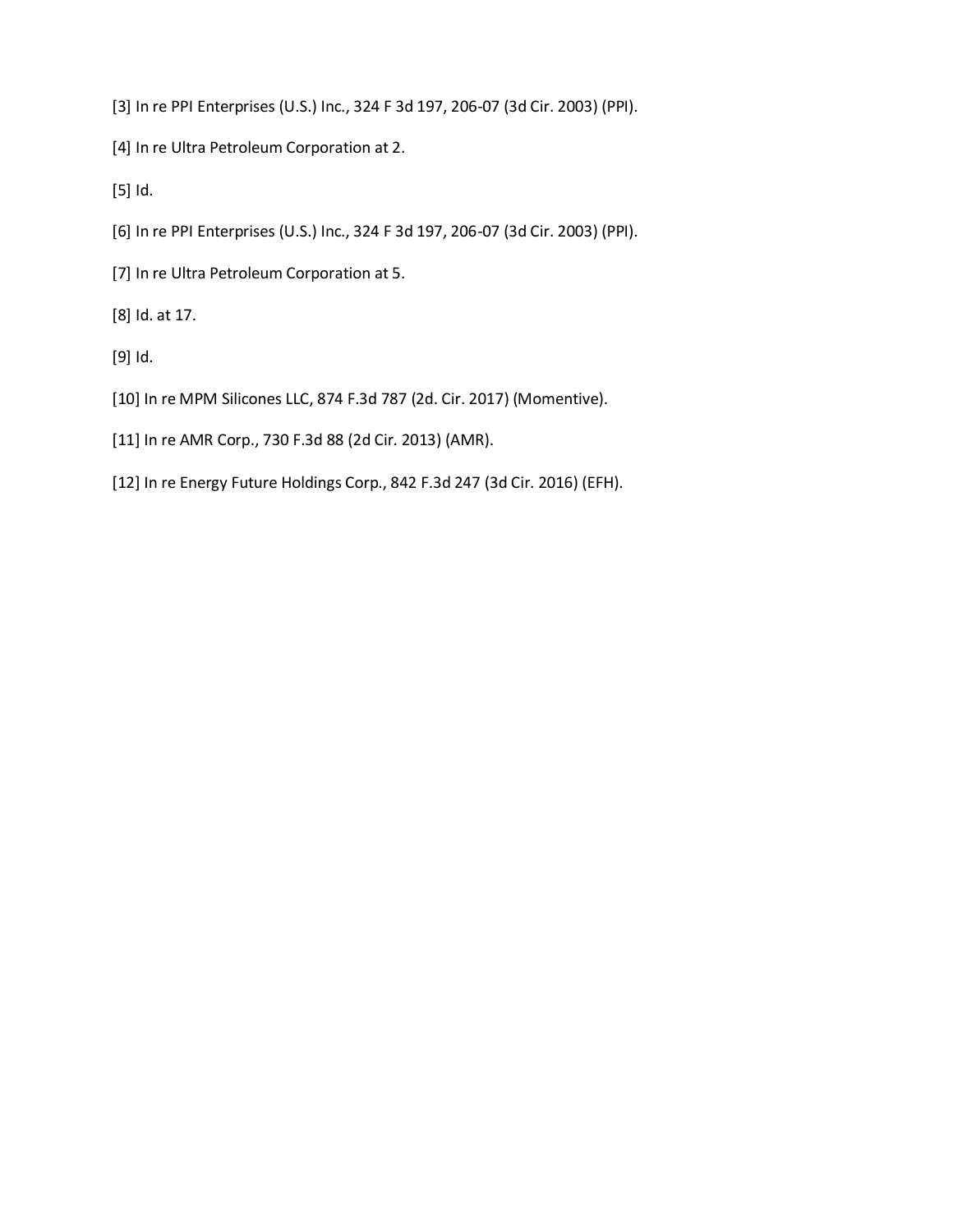[3] In re PPI Enterprises (U.S.) Inc., 324 F 3d 197, 206-07 (3d Cir. 2003) (PPI).

[4] In re Ultra Petroleum Corporation at 2.

[5] Id.

[6] In re PPI Enterprises (U.S.) Inc., 324 F 3d 197, 206-07 (3d Cir. 2003) (PPI).

[7] In re Ultra Petroleum Corporation at 5.

[8] Id. at 17.

[9] Id.

[10] In re MPM Silicones LLC, 874 F.3d 787 (2d. Cir. 2017) (Momentive).

[11] In re AMR Corp., 730 F.3d 88 (2d Cir. 2013) (AMR).

[12] In re Energy Future Holdings Corp., 842 F.3d 247 (3d Cir. 2016) (EFH).